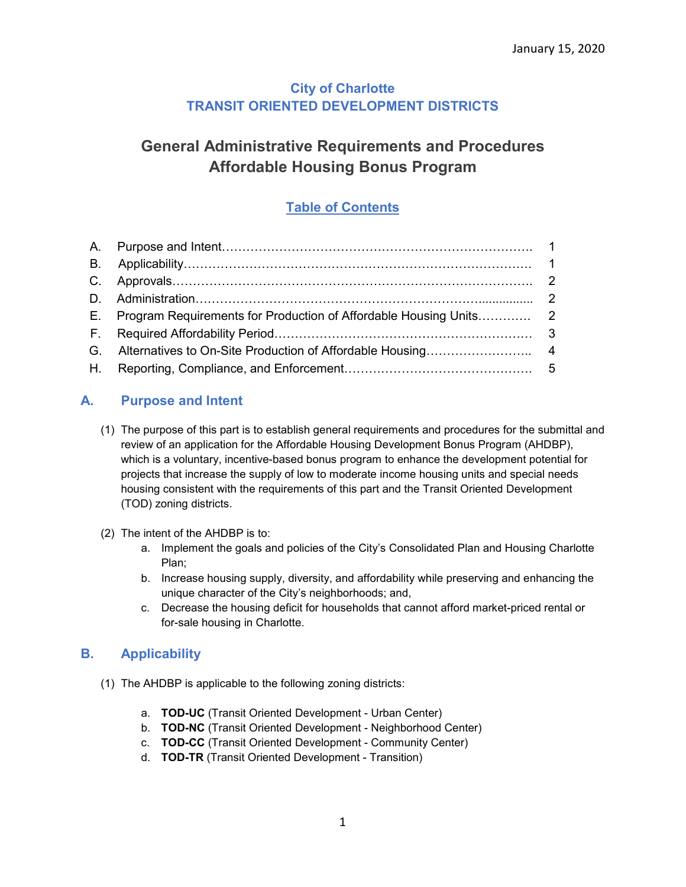January 15, 2020

# City of Charlotte
# TRANSIT ORIENTED DEVELOPMENT DISTRICTS

## General Administrative Requirements and Procedures
## Affordable Housing Bonus Program

### Table of Contents

| | | |
|---|---|---|
| A. | Purpose and Intent | 1 |
| B. | Applicability | 1 |
| C. | Approvals | 2 |
| D. | Administration | 2 |
| E. | Program Requirements for Production of Affordable Housing Units | 2 |
| F. | Required Affordability Period | 3 |
| G. | Alternatives to On-Site Production of Affordable Housing | 4 |
| H. | Reporting, Compliance, and Enforcement | 5 |

## A. Purpose and Intent

(1) The purpose of this part is to establish general requirements and procedures for the submittal and review of an application for the Affordable Housing Development Bonus Program (AHDBP), which is a voluntary, incentive-based bonus program to enhance the development potential for projects that increase the supply of low to moderate income housing units and special needs housing consistent with the requirements of this part and the Transit Oriented Development (TOD) zoning districts.

(2) The intent of the AHDBP is to:

   a. Implement the goals and policies of the City's Consolidated Plan and Housing Charlotte Plan;

   b. Increase housing supply, diversity, and affordability while preserving and enhancing the unique character of the City's neighborhoods; and,

   c. Decrease the housing deficit for households that cannot afford market-priced rental or for-sale housing in Charlotte.

## B. Applicability

(1) The AHDBP is applicable to the following zoning districts:

   a. **TOD-UC** (Transit Oriented Development - Urban Center)

   b. **TOD-NC** (Transit Oriented Development - Neighborhood Center)

   c. **TOD-CC** (Transit Oriented Development - Community Center)

   d. **TOD-TR** (Transit Oriented Development - Transition)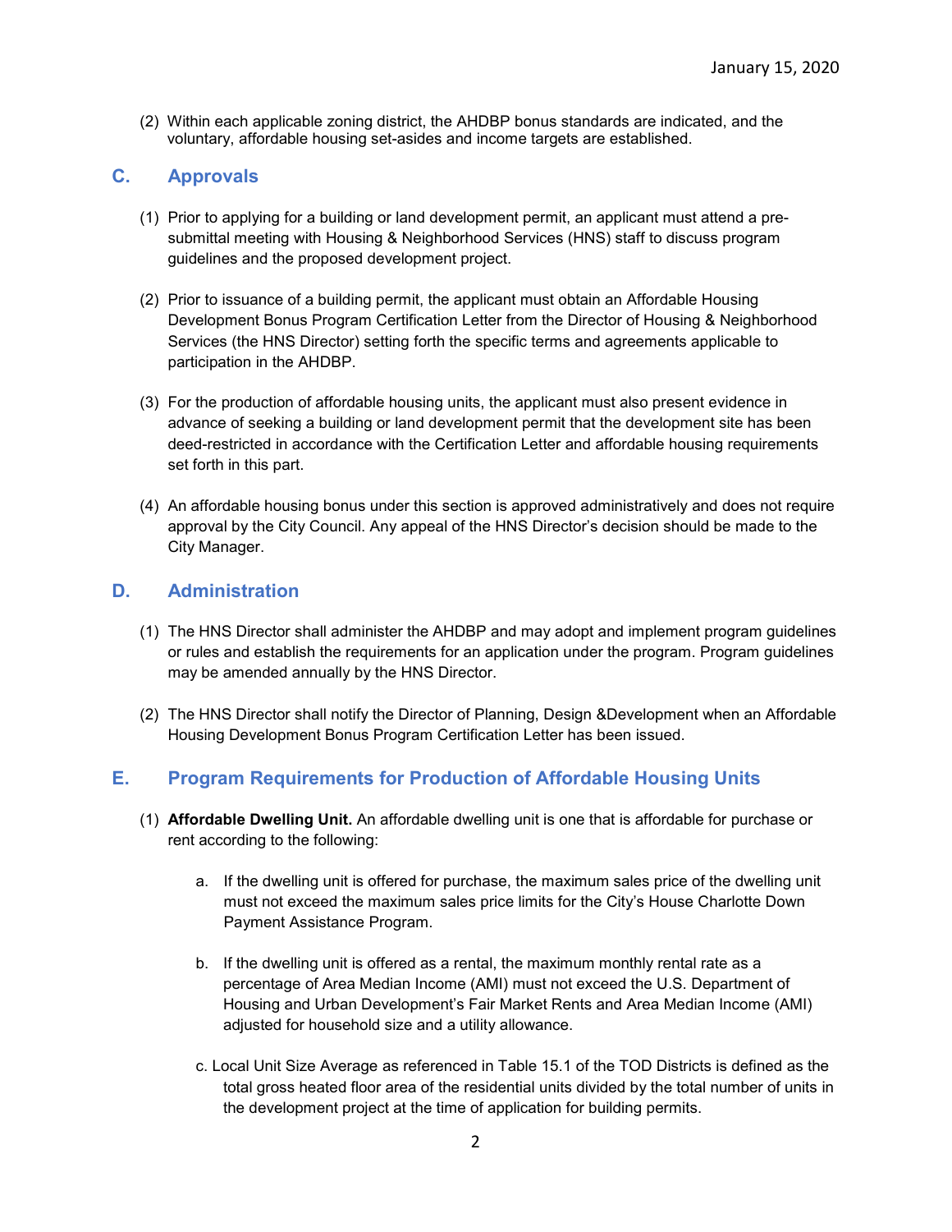(2) Within each applicable zoning district, the AHDBP bonus standards are indicated, and the voluntary, affordable housing set-asides and income targets are established.

## C. Approvals

(1) Prior to applying for a building or land development permit, an applicant must attend a pre-submittal meeting with Housing & Neighborhood Services (HNS) staff to discuss program guidelines and the proposed development project.

(2) Prior to issuance of a building permit, the applicant must obtain an Affordable Housing Development Bonus Program Certification Letter from the Director of Housing & Neighborhood Services (the HNS Director) setting forth the specific terms and agreements applicable to participation in the AHDBP.

(3) For the production of affordable housing units, the applicant must also present evidence in advance of seeking a building or land development permit that the development site has been deed-restricted in accordance with the Certification Letter and affordable housing requirements set forth in this part.

(4) An affordable housing bonus under this section is approved administratively and does not require approval by the City Council. Any appeal of the HNS Director's decision should be made to the City Manager.

## D. Administration

(1) The HNS Director shall administer the AHDBP and may adopt and implement program guidelines or rules and establish the requirements for an application under the program. Program guidelines may be amended annually by the HNS Director.

(2) The HNS Director shall notify the Director of Planning, Design &Development when an Affordable Housing Development Bonus Program Certification Letter has been issued.

## E. Program Requirements for Production of Affordable Housing Units

(1) **Affordable Dwelling Unit.** An affordable dwelling unit is one that is affordable for purchase or rent according to the following:

a. If the dwelling unit is offered for purchase, the maximum sales price of the dwelling unit must not exceed the maximum sales price limits for the City's House Charlotte Down Payment Assistance Program.

b. If the dwelling unit is offered as a rental, the maximum monthly rental rate as a percentage of Area Median Income (AMI) must not exceed the U.S. Department of Housing and Urban Development's Fair Market Rents and Area Median Income (AMI) adjusted for household size and a utility allowance.

c. Local Unit Size Average as referenced in Table 15.1 of the TOD Districts is defined as the total gross heated floor area of the residential units divided by the total number of units in the development project at the time of application for building permits.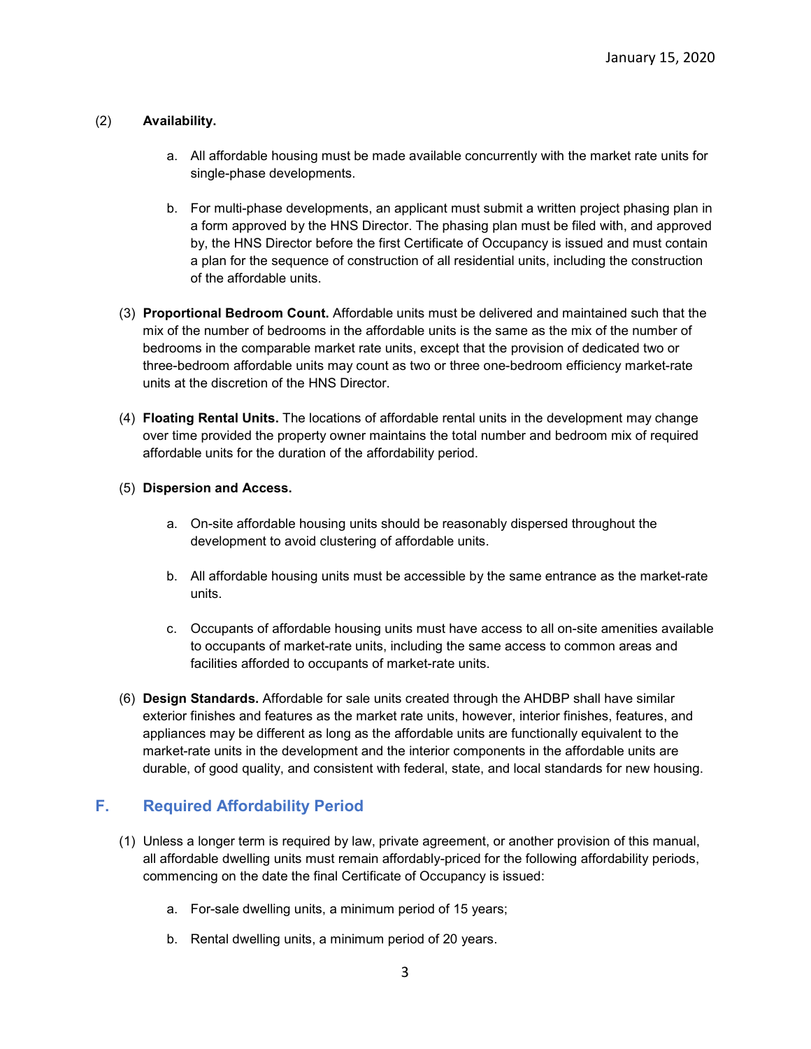(2) **Availability.**

a. All affordable housing must be made available concurrently with the market rate units for single-phase developments.

b. For multi-phase developments, an applicant must submit a written project phasing plan in a form approved by the HNS Director. The phasing plan must be filed with, and approved by, the HNS Director before the first Certificate of Occupancy is issued and must contain a plan for the sequence of construction of all residential units, including the construction of the affordable units.

(3) **Proportional Bedroom Count.** Affordable units must be delivered and maintained such that the mix of the number of bedrooms in the affordable units is the same as the mix of the number of bedrooms in the comparable market rate units, except that the provision of dedicated two or three-bedroom affordable units may count as two or three one-bedroom efficiency market-rate units at the discretion of the HNS Director.

(4) **Floating Rental Units.** The locations of affordable rental units in the development may change over time provided the property owner maintains the total number and bedroom mix of required affordable units for the duration of the affordability period.

(5) **Dispersion and Access.**

a. On-site affordable housing units should be reasonably dispersed throughout the development to avoid clustering of affordable units.

b. All affordable housing units must be accessible by the same entrance as the market-rate units.

c. Occupants of affordable housing units must have access to all on-site amenities available to occupants of market-rate units, including the same access to common areas and facilities afforded to occupants of market-rate units.

(6) **Design Standards.** Affordable for sale units created through the AHDBP shall have similar exterior finishes and features as the market rate units, however, interior finishes, features, and appliances may be different as long as the affordable units are functionally equivalent to the market-rate units in the development and the interior components in the affordable units are durable, of good quality, and consistent with federal, state, and local standards for new housing.

## F. Required Affordability Period

(1) Unless a longer term is required by law, private agreement, or another provision of this manual, all affordable dwelling units must remain affordably-priced for the following affordability periods, commencing on the date the final Certificate of Occupancy is issued:

a. For-sale dwelling units, a minimum period of 15 years;

b. Rental dwelling units, a minimum period of 20 years.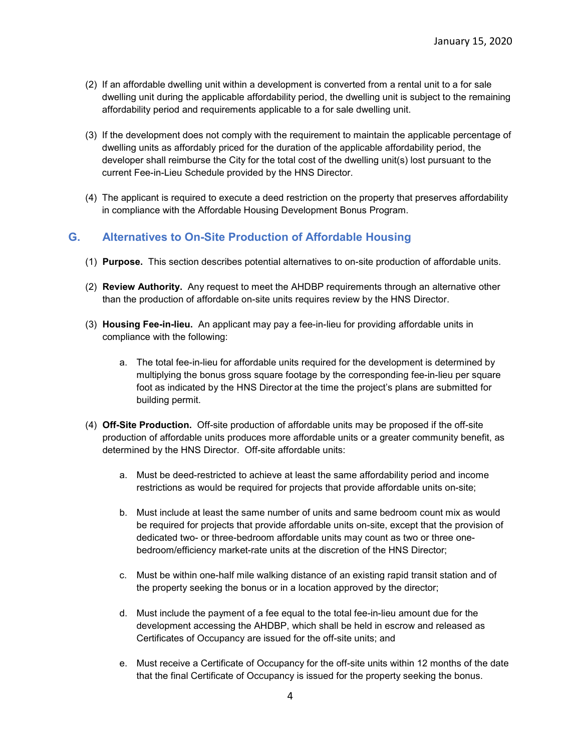(2) If an affordable dwelling unit within a development is converted from a rental unit to a for sale dwelling unit during the applicable affordability period, the dwelling unit is subject to the remaining affordability period and requirements applicable to a for sale dwelling unit.

(3) If the development does not comply with the requirement to maintain the applicable percentage of dwelling units as affordably priced for the duration of the applicable affordability period, the developer shall reimburse the City for the total cost of the dwelling unit(s) lost pursuant to the current Fee-in-Lieu Schedule provided by the HNS Director.

(4) The applicant is required to execute a deed restriction on the property that preserves affordability in compliance with the Affordable Housing Development Bonus Program.

## G. Alternatives to On-Site Production of Affordable Housing

(1) **Purpose.** This section describes potential alternatives to on-site production of affordable units.

(2) **Review Authority.** Any request to meet the AHDBP requirements through an alternative other than the production of affordable on-site units requires review by the HNS Director.

(3) **Housing Fee-in-lieu.** An applicant may pay a fee-in-lieu for providing affordable units in compliance with the following:

a. The total fee-in-lieu for affordable units required for the development is determined by multiplying the bonus gross square footage by the corresponding fee-in-lieu per square foot as indicated by the HNS Director at the time the project's plans are submitted for building permit.

(4) **Off-Site Production.** Off-site production of affordable units may be proposed if the off-site production of affordable units produces more affordable units or a greater community benefit, as determined by the HNS Director. Off-site affordable units:

a. Must be deed-restricted to achieve at least the same affordability period and income restrictions as would be required for projects that provide affordable units on-site;

b. Must include at least the same number of units and same bedroom count mix as would be required for projects that provide affordable units on-site, except that the provision of dedicated two- or three-bedroom affordable units may count as two or three one-bedroom/efficiency market-rate units at the discretion of the HNS Director;

c. Must be within one-half mile walking distance of an existing rapid transit station and of the property seeking the bonus or in a location approved by the director;

d. Must include the payment of a fee equal to the total fee-in-lieu amount due for the development accessing the AHDBP, which shall be held in escrow and released as Certificates of Occupancy are issued for the off-site units; and

e. Must receive a Certificate of Occupancy for the off-site units within 12 months of the date that the final Certificate of Occupancy is issued for the property seeking the bonus.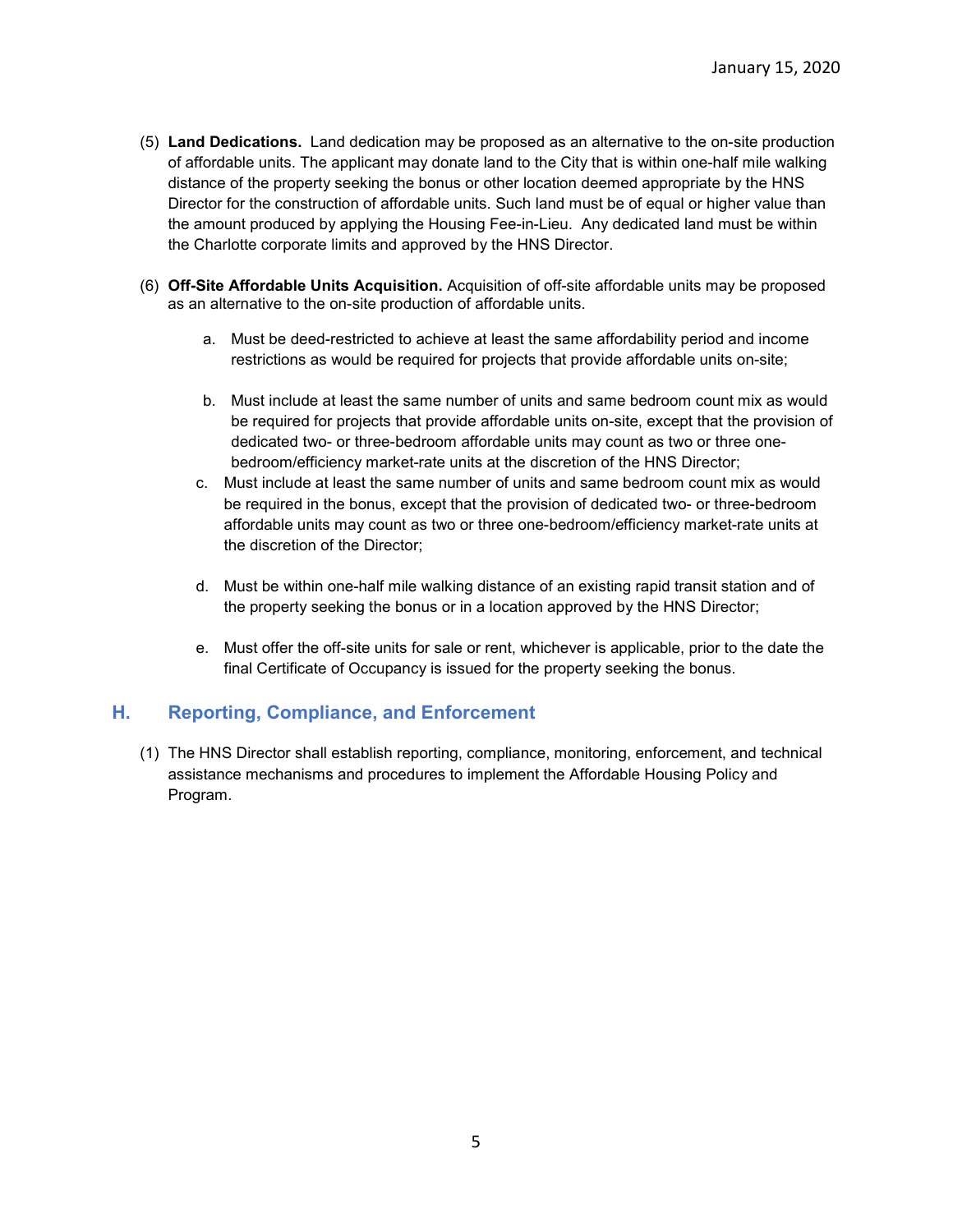(5) **Land Dedications.** Land dedication may be proposed as an alternative to the on-site production of affordable units. The applicant may donate land to the City that is within one-half mile walking distance of the property seeking the bonus or other location deemed appropriate by the HNS Director for the construction of affordable units. Such land must be of equal or higher value than the amount produced by applying the Housing Fee-in-Lieu. Any dedicated land must be within the Charlotte corporate limits and approved by the HNS Director.

(6) **Off-Site Affordable Units Acquisition.** Acquisition of off-site affordable units may be proposed as an alternative to the on-site production of affordable units.

   a. Must be deed-restricted to achieve at least the same affordability period and income restrictions as would be required for projects that provide affordable units on-site;

   b. Must include at least the same number of units and same bedroom count mix as would be required for projects that provide affordable units on-site, except that the provision of dedicated two- or three-bedroom affordable units may count as two or three one-bedroom/efficiency market-rate units at the discretion of the HNS Director;

   c. Must include at least the same number of units and same bedroom count mix as would be required in the bonus, except that the provision of dedicated two- or three-bedroom affordable units may count as two or three one-bedroom/efficiency market-rate units at the discretion of the Director;

   d. Must be within one-half mile walking distance of an existing rapid transit station and of the property seeking the bonus or in a location approved by the HNS Director;

   e. Must offer the off-site units for sale or rent, whichever is applicable, prior to the date the final Certificate of Occupancy is issued for the property seeking the bonus.

## H. Reporting, Compliance, and Enforcement

(1) The HNS Director shall establish reporting, compliance, monitoring, enforcement, and technical assistance mechanisms and procedures to implement the Affordable Housing Policy and Program.